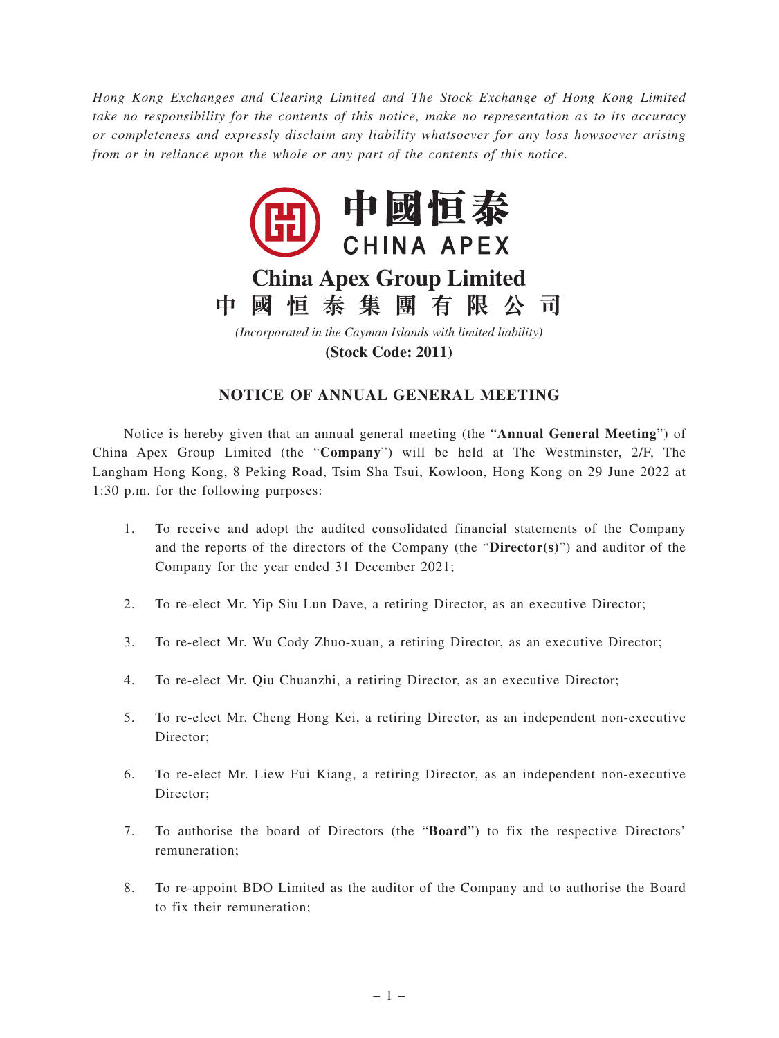*Hong Kong Exchanges and Clearing Limited and The Stock Exchange of Hong Kong Limited take no responsibility for the contents of this notice, make no representation as to its accuracy or completeness and expressly disclaim any liability whatsoever for any loss howsoever arising from or in reliance upon the whole or any part of the contents of this notice.*

中國恒泰
CHINA APEX

# China Apex Group Limited
# 中 國 恒 泰 集 團 有 限 公 司

*(Incorporated in the Cayman Islands with limited liability)*

**(Stock Code: 2011)**

## NOTICE OF ANNUAL GENERAL MEETING

Notice is hereby given that an annual general meeting (the "**Annual General Meeting**") of China Apex Group Limited (the "**Company**") will be held at The Westminster, 2/F, The Langham Hong Kong, 8 Peking Road, Tsim Sha Tsui, Kowloon, Hong Kong on 29 June 2022 at 1:30 p.m. for the following purposes:

1. To receive and adopt the audited consolidated financial statements of the Company and the reports of the directors of the Company (the "**Director(s)**") and auditor of the Company for the year ended 31 December 2021;

2. To re-elect Mr. Yip Siu Lun Dave, a retiring Director, as an executive Director;

3. To re-elect Mr. Wu Cody Zhuo-xuan, a retiring Director, as an executive Director;

4. To re-elect Mr. Qiu Chuanzhi, a retiring Director, as an executive Director;

5. To re-elect Mr. Cheng Hong Kei, a retiring Director, as an independent non-executive Director;

6. To re-elect Mr. Liew Fui Kiang, a retiring Director, as an independent non-executive Director;

7. To authorise the board of Directors (the "**Board**") to fix the respective Directors' remuneration;

8. To re-appoint BDO Limited as the auditor of the Company and to authorise the Board to fix their remuneration;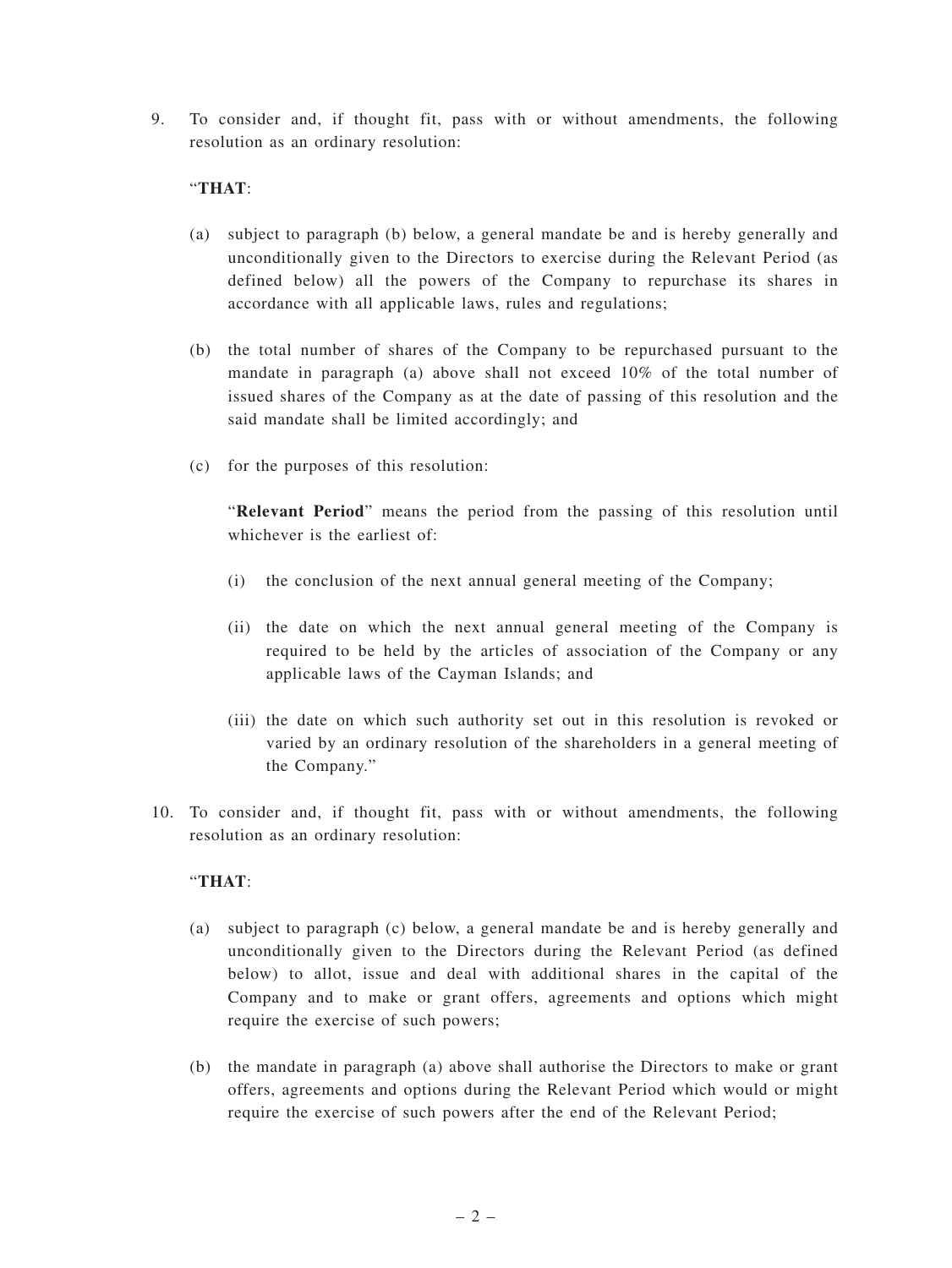9. To consider and, if thought fit, pass with or without amendments, the following resolution as an ordinary resolution:

   "**THAT**:

   (a) subject to paragraph (b) below, a general mandate be and is hereby generally and unconditionally given to the Directors to exercise during the Relevant Period (as defined below) all the powers of the Company to repurchase its shares in accordance with all applicable laws, rules and regulations;

   (b) the total number of shares of the Company to be repurchased pursuant to the mandate in paragraph (a) above shall not exceed 10% of the total number of issued shares of the Company as at the date of passing of this resolution and the said mandate shall be limited accordingly; and

   (c) for the purposes of this resolution:

   "**Relevant Period**" means the period from the passing of this resolution until whichever is the earliest of:

   (i) the conclusion of the next annual general meeting of the Company;

   (ii) the date on which the next annual general meeting of the Company is required to be held by the articles of association of the Company or any applicable laws of the Cayman Islands; and

   (iii) the date on which such authority set out in this resolution is revoked or varied by an ordinary resolution of the shareholders in a general meeting of the Company."

10. To consider and, if thought fit, pass with or without amendments, the following resolution as an ordinary resolution:

   "**THAT**:

   (a) subject to paragraph (c) below, a general mandate be and is hereby generally and unconditionally given to the Directors during the Relevant Period (as defined below) to allot, issue and deal with additional shares in the capital of the Company and to make or grant offers, agreements and options which might require the exercise of such powers;

   (b) the mandate in paragraph (a) above shall authorise the Directors to make or grant offers, agreements and options during the Relevant Period which would or might require the exercise of such powers after the end of the Relevant Period;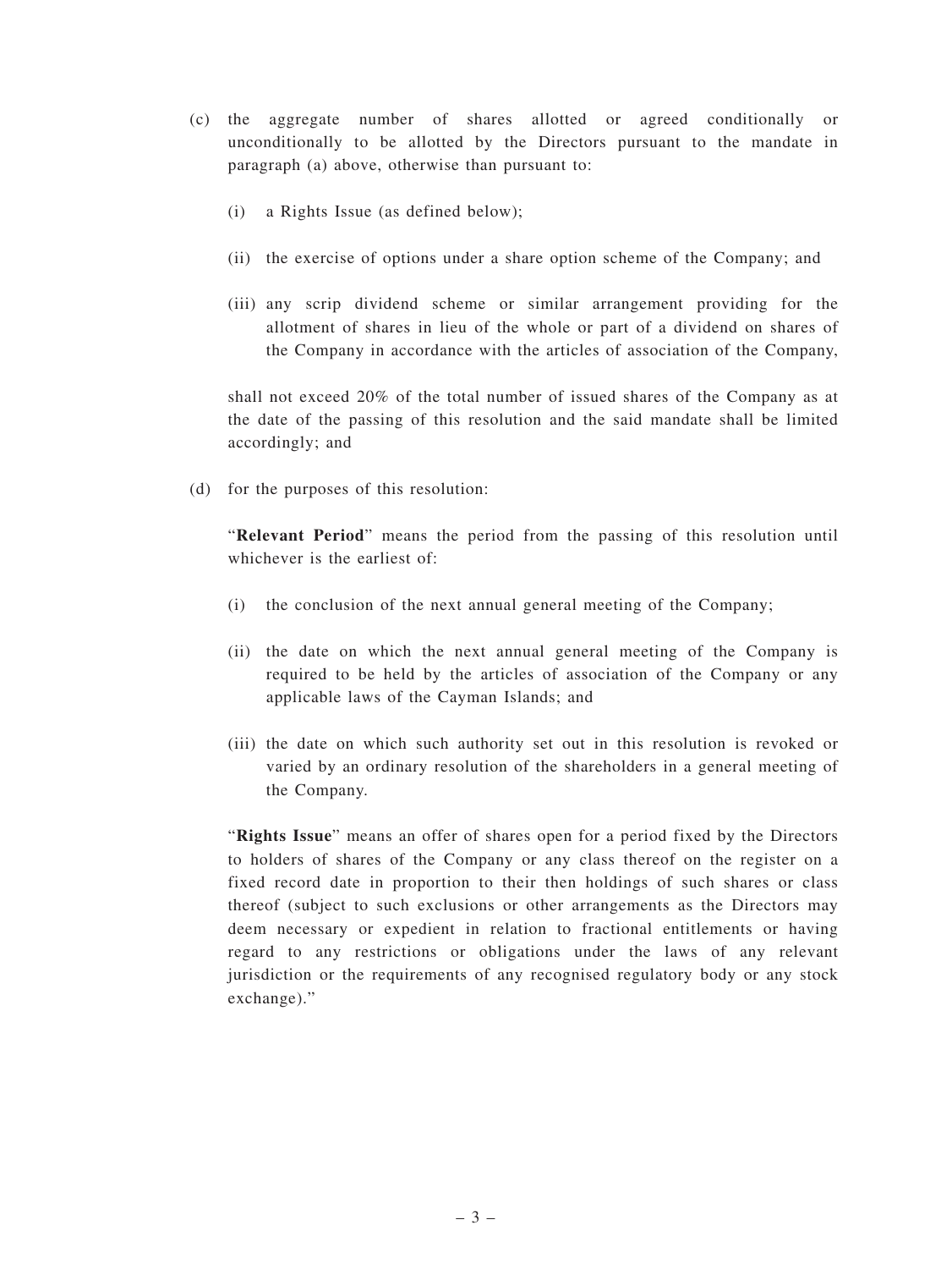(c) the aggregate number of shares allotted or agreed conditionally or unconditionally to be allotted by the Directors pursuant to the mandate in paragraph (a) above, otherwise than pursuant to:

   (i) a Rights Issue (as defined below);

   (ii) the exercise of options under a share option scheme of the Company; and

   (iii) any scrip dividend scheme or similar arrangement providing for the allotment of shares in lieu of the whole or part of a dividend on shares of the Company in accordance with the articles of association of the Company,

   shall not exceed 20% of the total number of issued shares of the Company as at the date of the passing of this resolution and the said mandate shall be limited accordingly; and

(d) for the purposes of this resolution:

   "**Relevant Period**" means the period from the passing of this resolution until whichever is the earliest of:

   (i) the conclusion of the next annual general meeting of the Company;

   (ii) the date on which the next annual general meeting of the Company is required to be held by the articles of association of the Company or any applicable laws of the Cayman Islands; and

   (iii) the date on which such authority set out in this resolution is revoked or varied by an ordinary resolution of the shareholders in a general meeting of the Company.

   "**Rights Issue**" means an offer of shares open for a period fixed by the Directors to holders of shares of the Company or any class thereof on the register on a fixed record date in proportion to their then holdings of such shares or class thereof (subject to such exclusions or other arrangements as the Directors may deem necessary or expedient in relation to fractional entitlements or having regard to any restrictions or obligations under the laws of any relevant jurisdiction or the requirements of any recognised regulatory body or any stock exchange)."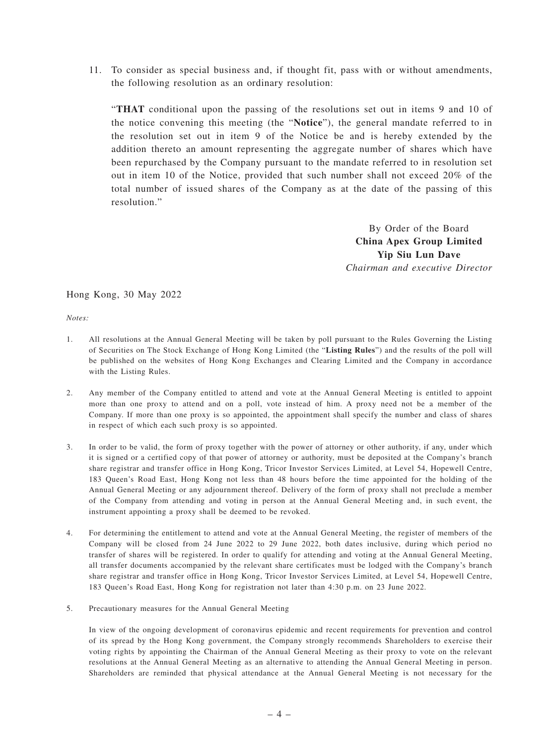11. To consider as special business and, if thought fit, pass with or without amendments, the following resolution as an ordinary resolution:

 "**THAT** conditional upon the passing of the resolutions set out in items 9 and 10 of the notice convening this meeting (the "**Notice**"), the general mandate referred to in the resolution set out in item 9 of the Notice be and is hereby extended by the addition thereto an amount representing the aggregate number of shares which have been repurchased by the Company pursuant to the mandate referred to in resolution set out in item 10 of the Notice, provided that such number shall not exceed 20% of the total number of issued shares of the Company as at the date of the passing of this resolution."

By Order of the Board
**China Apex Group Limited**
**Yip Siu Lun Dave**
*Chairman and executive Director*

Hong Kong, 30 May 2022

*Notes:*

1. All resolutions at the Annual General Meeting will be taken by poll pursuant to the Rules Governing the Listing of Securities on The Stock Exchange of Hong Kong Limited (the "**Listing Rules**") and the results of the poll will be published on the websites of Hong Kong Exchanges and Clearing Limited and the Company in accordance with the Listing Rules.

2. Any member of the Company entitled to attend and vote at the Annual General Meeting is entitled to appoint more than one proxy to attend and on a poll, vote instead of him. A proxy need not be a member of the Company. If more than one proxy is so appointed, the appointment shall specify the number and class of shares in respect of which each such proxy is so appointed.

3. In order to be valid, the form of proxy together with the power of attorney or other authority, if any, under which it is signed or a certified copy of that power of attorney or authority, must be deposited at the Company's branch share registrar and transfer office in Hong Kong, Tricor Investor Services Limited, at Level 54, Hopewell Centre, 183 Queen's Road East, Hong Kong not less than 48 hours before the time appointed for the holding of the Annual General Meeting or any adjournment thereof. Delivery of the form of proxy shall not preclude a member of the Company from attending and voting in person at the Annual General Meeting and, in such event, the instrument appointing a proxy shall be deemed to be revoked.

4. For determining the entitlement to attend and vote at the Annual General Meeting, the register of members of the Company will be closed from 24 June 2022 to 29 June 2022, both dates inclusive, during which period no transfer of shares will be registered. In order to qualify for attending and voting at the Annual General Meeting, all transfer documents accompanied by the relevant share certificates must be lodged with the Company's branch share registrar and transfer office in Hong Kong, Tricor Investor Services Limited, at Level 54, Hopewell Centre, 183 Queen's Road East, Hong Kong for registration not later than 4:30 p.m. on 23 June 2022.

5. Precautionary measures for the Annual General Meeting

 In view of the ongoing development of coronavirus epidemic and recent requirements for prevention and control of its spread by the Hong Kong government, the Company strongly recommends Shareholders to exercise their voting rights by appointing the Chairman of the Annual General Meeting as their proxy to vote on the relevant resolutions at the Annual General Meeting as an alternative to attending the Annual General Meeting in person. Shareholders are reminded that physical attendance at the Annual General Meeting is not necessary for the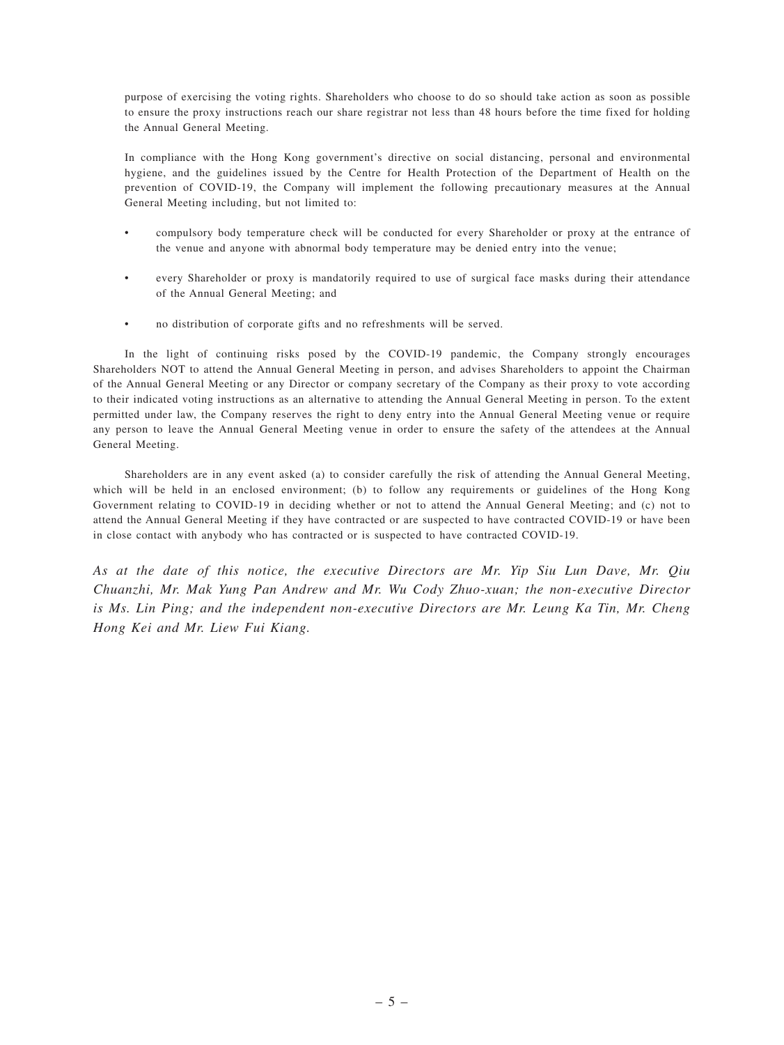purpose of exercising the voting rights. Shareholders who choose to do so should take action as soon as possible to ensure the proxy instructions reach our share registrar not less than 48 hours before the time fixed for holding the Annual General Meeting.

In compliance with the Hong Kong government's directive on social distancing, personal and environmental hygiene, and the guidelines issued by the Centre for Health Protection of the Department of Health on the prevention of COVID-19, the Company will implement the following precautionary measures at the Annual General Meeting including, but not limited to:

- compulsory body temperature check will be conducted for every Shareholder or proxy at the entrance of the venue and anyone with abnormal body temperature may be denied entry into the venue;
- every Shareholder or proxy is mandatorily required to use of surgical face masks during their attendance of the Annual General Meeting; and
- no distribution of corporate gifts and no refreshments will be served.

In the light of continuing risks posed by the COVID-19 pandemic, the Company strongly encourages Shareholders NOT to attend the Annual General Meeting in person, and advises Shareholders to appoint the Chairman of the Annual General Meeting or any Director or company secretary of the Company as their proxy to vote according to their indicated voting instructions as an alternative to attending the Annual General Meeting in person. To the extent permitted under law, the Company reserves the right to deny entry into the Annual General Meeting venue or require any person to leave the Annual General Meeting venue in order to ensure the safety of the attendees at the Annual General Meeting.

Shareholders are in any event asked (a) to consider carefully the risk of attending the Annual General Meeting, which will be held in an enclosed environment; (b) to follow any requirements or guidelines of the Hong Kong Government relating to COVID-19 in deciding whether or not to attend the Annual General Meeting; and (c) not to attend the Annual General Meeting if they have contracted or are suspected to have contracted COVID-19 or have been in close contact with anybody who has contracted or is suspected to have contracted COVID-19.

*As at the date of this notice, the executive Directors are Mr. Yip Siu Lun Dave, Mr. Qiu Chuanzhi, Mr. Mak Yung Pan Andrew and Mr. Wu Cody Zhuo-xuan; the non-executive Director is Ms. Lin Ping; and the independent non-executive Directors are Mr. Leung Ka Tin, Mr. Cheng Hong Kei and Mr. Liew Fui Kiang.*